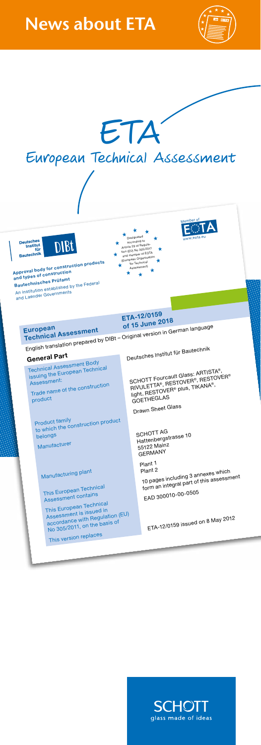# News about ETA

# ETA

## European Technical Assessment

Deutsches Institut für Bautechnik

DIBt

Approval body for construction products and types of construction

**Bautechnisches Prüfamt**

An institution established by the Federal and Laender Governments

Designated according to Article 29 of Regulation (EU) No 305/2011 and member of EOTA (European Organisation for Technical Assessment)

Member of EOTA

www.eota.eu

**European Technical Assessment**

**ETA-12/0159 of 15 June 2018**

English translation prepared by DIBt – Original version in German language

**General Part**

| | |
|---|---|
| Technical Assessment Body issuing the European Technical Assessment: | Deutsches Institut für Bautechnik |
| Trade name of the construction product | SCHOTT Fourcault Glass: ARTISTA®, RIVULETTA®, RESTOVER®, RESTOVER® light, RESTOVER® plus, TIKANA®, GOETHEGLAS |
| Product family to which the construction product belongs | Drawn Sheet Glass |
| Manufacturer | SCHOTT AG<br>Hattenbergstrasse 10<br>55122 Mainz<br>GERMANY |
| Manufacturing plant | Plant 1<br>Plant 2 |
| This European Technical Assessment contains | 10 pages including 3 annexes which form an integral part of this assessment |
| This European Technical Assessment is issued in accordance with Regulation (EU) No 305/2011, on the basis of | EAD 300010-00-0505 |
| This version replaces | ETA-12/0159 issued on 8 May 2012 |

SCHOTT

glass made of ideas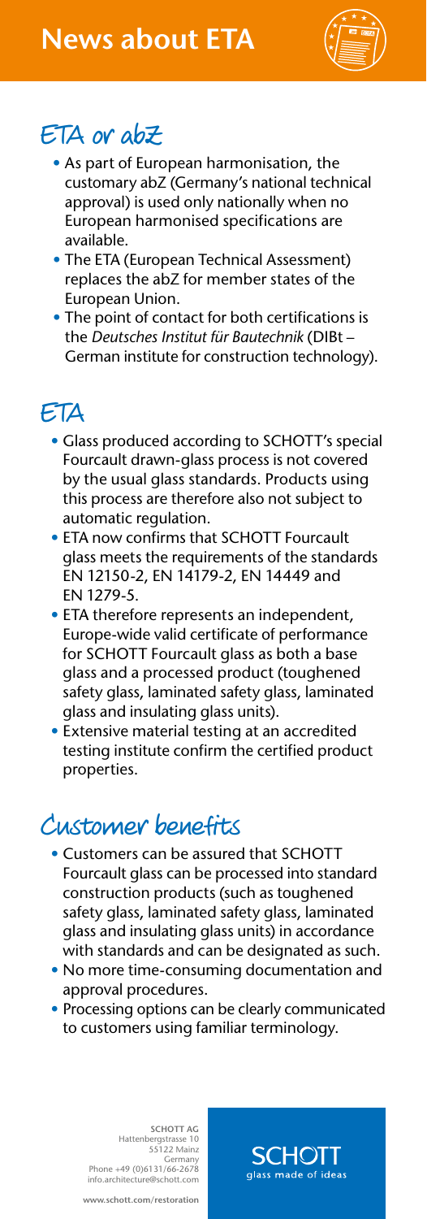# News about ETA

## ETA or abZ

- As part of European harmonisation, the customary abZ (Germany's national technical approval) is used only nationally when no European harmonised specifications are available.
- The ETA (European Technical Assessment) replaces the abZ for member states of the European Union.
- The point of contact for both certifications is the *Deutsches Institut für Bautechnik* (DIBt – German institute for construction technology).

## ETA

- Glass produced according to SCHOTT's special Fourcault drawn-glass process is not covered by the usual glass standards. Products using this process are therefore also not subject to automatic regulation.
- ETA now confirms that SCHOTT Fourcault glass meets the requirements of the standards EN 12150-2, EN 14179-2, EN 14449 and EN 1279-5.
- ETA therefore represents an independent, Europe-wide valid certificate of performance for SCHOTT Fourcault glass as both a base glass and a processed product (toughened safety glass, laminated safety glass, laminated glass and insulating glass units).
- Extensive material testing at an accredited testing institute confirm the certified product properties.

## Customer benefits

- Customers can be assured that SCHOTT Fourcault glass can be processed into standard construction products (such as toughened safety glass, laminated safety glass, laminated glass and insulating glass units) in accordance with standards and can be designated as such.
- No more time-consuming documentation and approval procedures.
- Processing options can be clearly communicated to customers using familiar terminology.

**SCHOTT AG**
Hattenbergstrasse 10
55122 Mainz
Germany
Phone +49 (0)6131/66-2678
info.architecture@schott.com

www.schott.com/restoration

SCHOTT
glass made of ideas